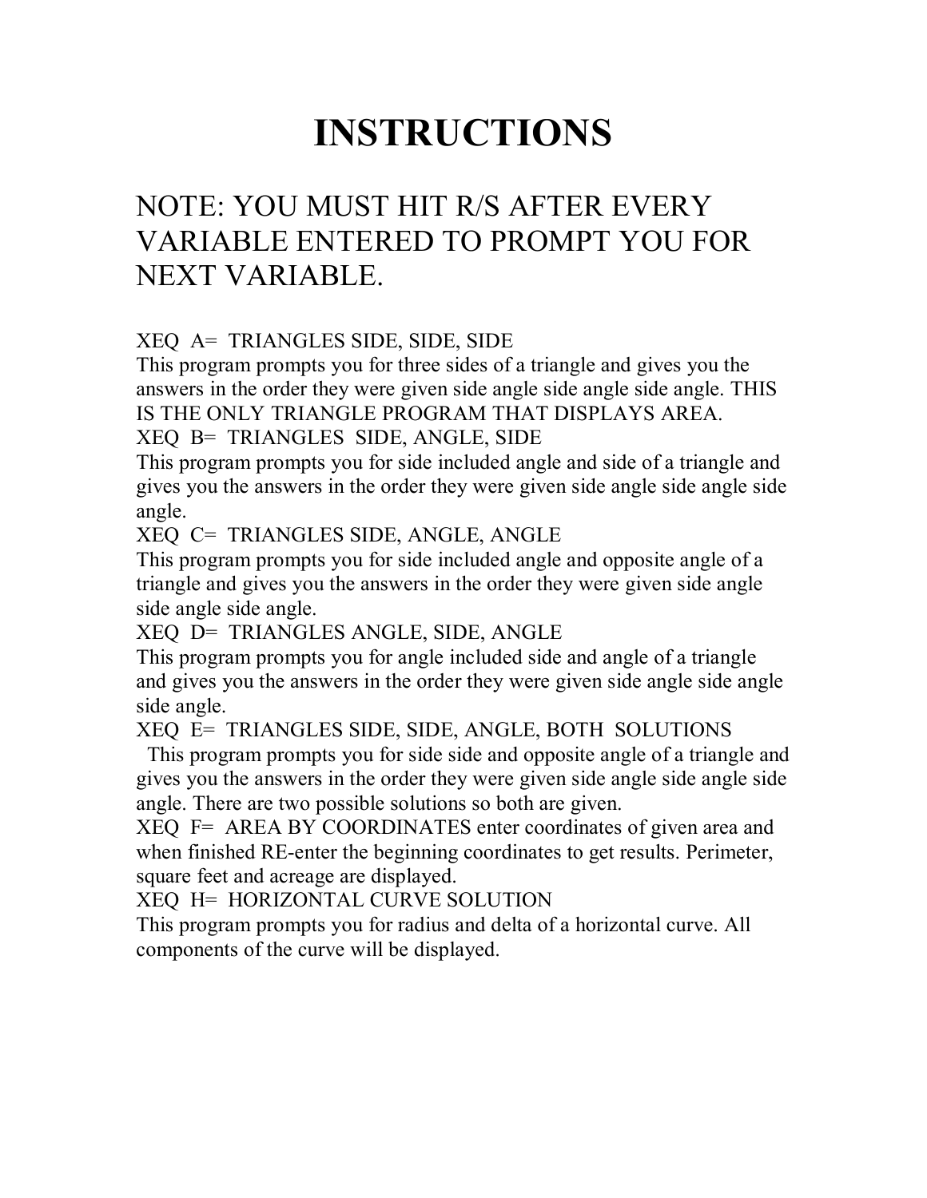# INSTRUCTIONS

## NOTE: YOU MUST HIT R/S AFTER EVERY VARIABLE ENTERED TO PROMPT YOU FOR NEXT VARIABLE.

XEQ A= TRIANGLES SIDE, SIDE, SIDE
This program prompts you for three sides of a triangle and gives you the answers in the order they were given side angle side angle side angle. THIS IS THE ONLY TRIANGLE PROGRAM THAT DISPLAYS AREA.

XEQ B= TRIANGLES SIDE, ANGLE, SIDE
This program prompts you for side included angle and side of a triangle and gives you the answers in the order they were given side angle side angle side angle.

XEQ C= TRIANGLES SIDE, ANGLE, ANGLE
This program prompts you for side included angle and opposite angle of a triangle and gives you the answers in the order they were given side angle side angle side angle.

XEQ D= TRIANGLES ANGLE, SIDE, ANGLE
This program prompts you for angle included side and angle of a triangle and gives you the answers in the order they were given side angle side angle side angle.

XEQ E= TRIANGLES SIDE, SIDE, ANGLE, BOTH SOLUTIONS
This program prompts you for side side and opposite angle of a triangle and gives you the answers in the order they were given side angle side angle side angle. There are two possible solutions so both are given.

XEQ F= AREA BY COORDINATES enter coordinates of given area and when finished RE-enter the beginning coordinates to get results. Perimeter, square feet and acreage are displayed.

XEQ H= HORIZONTAL CURVE SOLUTION
This program prompts you for radius and delta of a horizontal curve. All components of the curve will be displayed.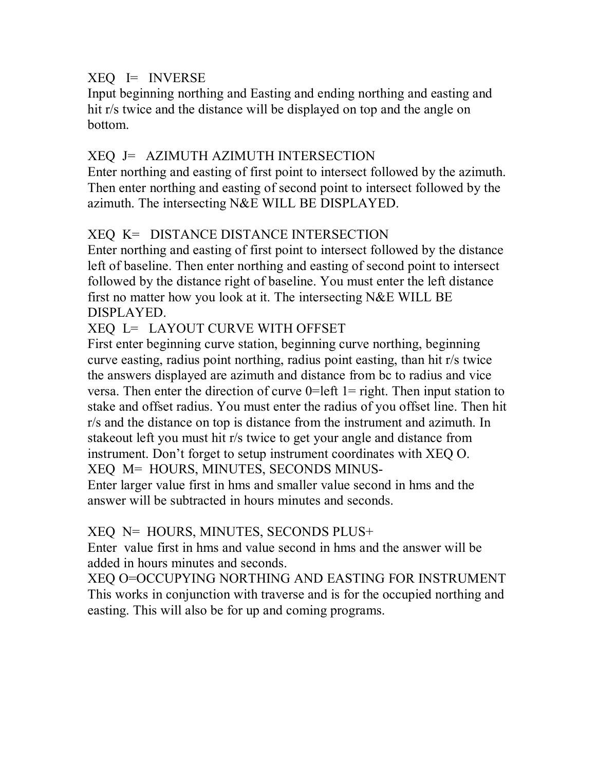XEQ I= INVERSE

Input beginning northing and Easting and ending northing and easting and hit r/s twice and the distance will be displayed on top and the angle on bottom.

XEQ J= AZIMUTH AZIMUTH INTERSECTION

Enter northing and easting of first point to intersect followed by the azimuth. Then enter northing and easting of second point to intersect followed by the azimuth. The intersecting N&E WILL BE DISPLAYED.

XEQ K= DISTANCE DISTANCE INTERSECTION

Enter northing and easting of first point to intersect followed by the distance left of baseline. Then enter northing and easting of second point to intersect followed by the distance right of baseline. You must enter the left distance first no matter how you look at it. The intersecting N&E WILL BE DISPLAYED.

XEQ L= LAYOUT CURVE WITH OFFSET

First enter beginning curve station, beginning curve northing, beginning curve easting, radius point northing, radius point easting, than hit r/s twice the answers displayed are azimuth and distance from bc to radius and vice versa. Then enter the direction of curve 0=left 1= right. Then input station to stake and offset radius. You must enter the radius of you offset line. Then hit r/s and the distance on top is distance from the instrument and azimuth. In stakeout left you must hit r/s twice to get your angle and distance from instrument. Don't forget to setup instrument coordinates with XEQ O.

XEQ M= HOURS, MINUTES, SECONDS MINUS-

Enter larger value first in hms and smaller value second in hms and the answer will be subtracted in hours minutes and seconds.

XEQ N= HOURS, MINUTES, SECONDS PLUS+

Enter value first in hms and value second in hms and the answer will be added in hours minutes and seconds.

XEQ O=OCCUPYING NORTHING AND EASTING FOR INSTRUMENT

This works in conjunction with traverse and is for the occupied northing and easting. This will also be for up and coming programs.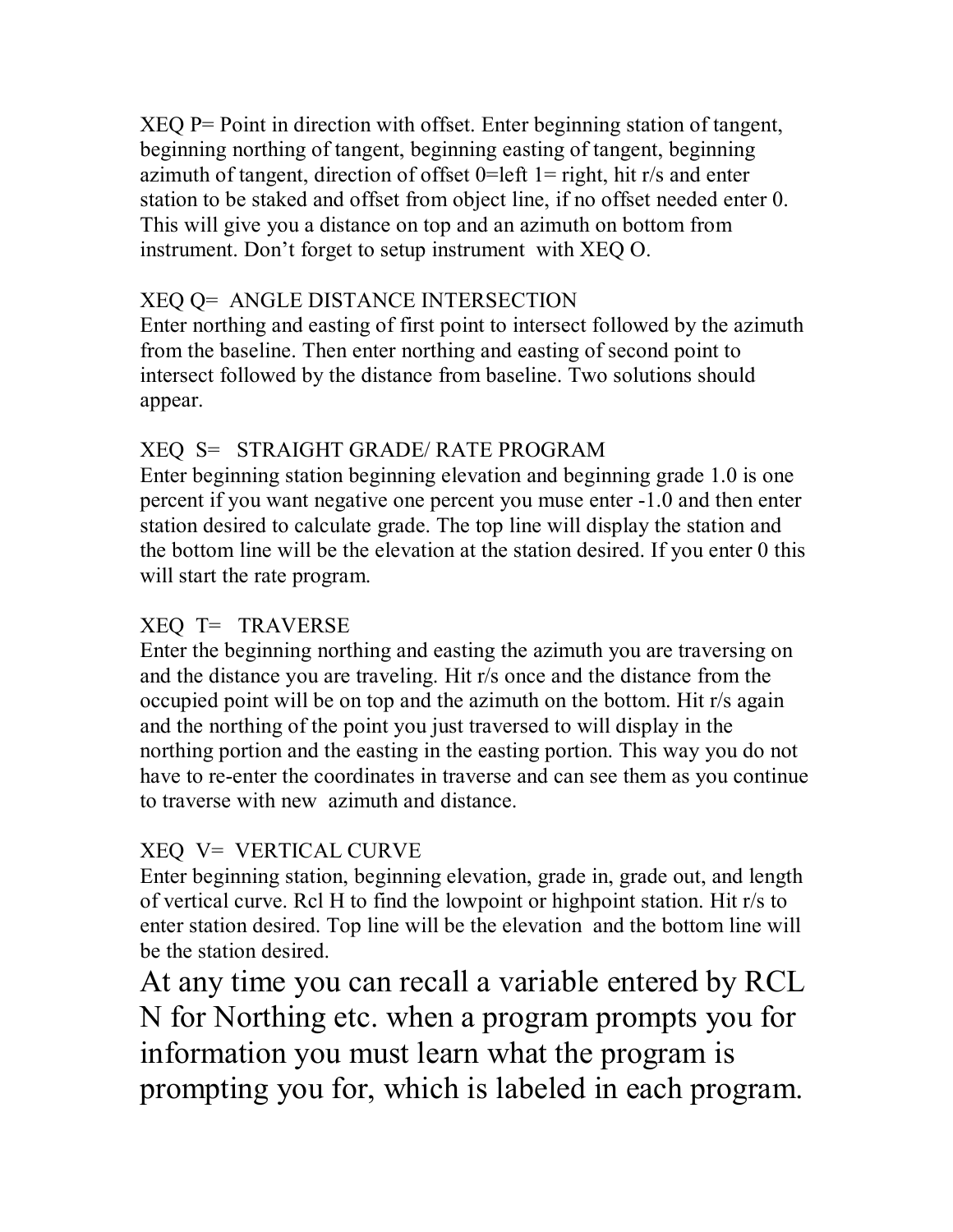XEQ P= Point in direction with offset. Enter beginning station of tangent, beginning northing of tangent, beginning easting of tangent, beginning azimuth of tangent, direction of offset 0=left 1= right, hit r/s and enter station to be staked and offset from object line, if no offset needed enter 0. This will give you a distance on top and an azimuth on bottom from instrument. Don't forget to setup instrument with XEQ O.

XEQ Q= ANGLE DISTANCE INTERSECTION
Enter northing and easting of first point to intersect followed by the azimuth from the baseline. Then enter northing and easting of second point to intersect followed by the distance from baseline. Two solutions should appear.

XEQ S= STRAIGHT GRADE/ RATE PROGRAM
Enter beginning station beginning elevation and beginning grade 1.0 is one percent if you want negative one percent you muse enter -1.0 and then enter station desired to calculate grade. The top line will display the station and the bottom line will be the elevation at the station desired. If you enter 0 this will start the rate program.

XEQ T= TRAVERSE
Enter the beginning northing and easting the azimuth you are traversing on and the distance you are traveling. Hit r/s once and the distance from the occupied point will be on top and the azimuth on the bottom. Hit r/s again and the northing of the point you just traversed to will display in the northing portion and the easting in the easting portion. This way you do not have to re-enter the coordinates in traverse and can see them as you continue to traverse with new azimuth and distance.

XEQ V= VERTICAL CURVE
Enter beginning station, beginning elevation, grade in, grade out, and length of vertical curve. Rcl H to find the lowpoint or highpoint station. Hit r/s to enter station desired. Top line will be the elevation and the bottom line will be the station desired.

## At any time you can recall a variable entered by RCL N for Northing etc. when a program prompts you for information you must learn what the program is prompting you for, which is labeled in each program.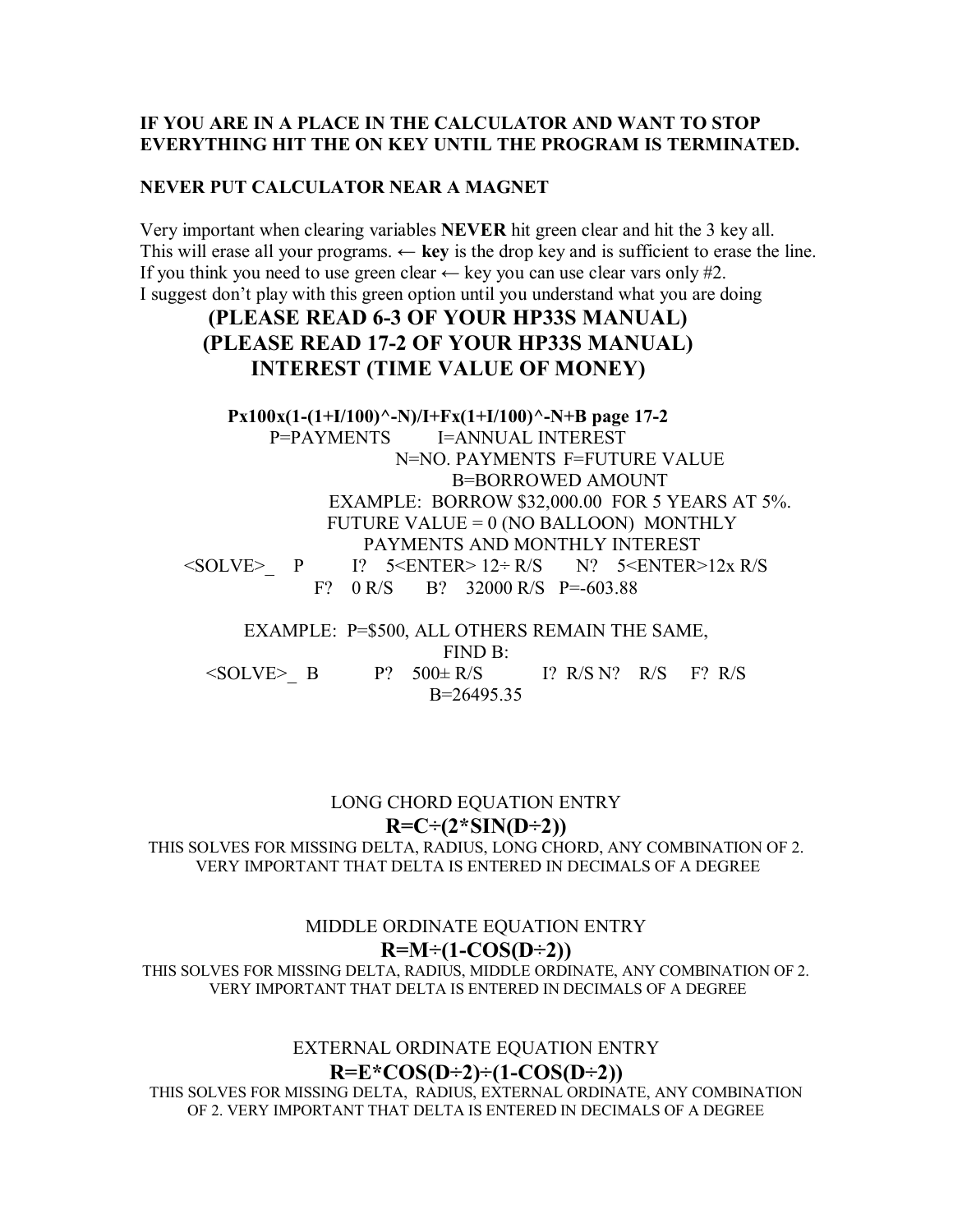**IF YOU ARE IN A PLACE IN THE CALCULATOR AND WANT TO STOP EVERYTHING HIT THE ON KEY UNTIL THE PROGRAM IS TERMINATED.**

**NEVER PUT CALCULATOR NEAR A MAGNET**

Very important when clearing variables **NEVER** hit green clear and hit the 3 key all.
This will erase all your programs. ← **key** is the drop key and is sufficient to erase the line.
If you think you need to use green clear ← key you can use clear vars only #2.
I suggest don't play with this green option until you understand what you are doing

## (PLEASE READ 6-3 OF YOUR HP33S MANUAL)
## (PLEASE READ 17-2 OF YOUR HP33S MANUAL)
## INTEREST (TIME VALUE OF MONEY)

**Px100x(1-(1+I/100)^-N)/I+Fx(1+I/100)^-N+B page 17-2**

P=PAYMENTS I=ANNUAL INTEREST
N=NO. PAYMENTS F=FUTURE VALUE
B=BORROWED AMOUNT

EXAMPLE: BORROW $32,000.00 FOR 5 YEARS AT 5%.
FUTURE VALUE = 0 (NO BALLOON) MONTHLY PAYMENTS AND MONTHLY INTEREST

<SOLVE>_ P I? 5<ENTER> 12÷ R/S N? 5<ENTER>12x R/S
F? 0 R/S B? 32000 R/S P=-603.88

EXAMPLE: P=$500, ALL OTHERS REMAIN THE SAME, FIND B:

<SOLVE>_ B P? 500± R/S I? R/S N? R/S F? R/S
B=26495.35

LONG CHORD EQUATION ENTRY

**R=C÷(2*SIN(D÷2))**

THIS SOLVES FOR MISSING DELTA, RADIUS, LONG CHORD, ANY COMBINATION OF 2.
VERY IMPORTANT THAT DELTA IS ENTERED IN DECIMALS OF A DEGREE

MIDDLE ORDINATE EQUATION ENTRY

**R=M÷(1-COS(D÷2))**

THIS SOLVES FOR MISSING DELTA, RADIUS, MIDDLE ORDINATE, ANY COMBINATION OF 2.
VERY IMPORTANT THAT DELTA IS ENTERED IN DECIMALS OF A DEGREE

EXTERNAL ORDINATE EQUATION ENTRY

**R=E*COS(D÷2)÷(1-COS(D÷2))**

THIS SOLVES FOR MISSING DELTA, RADIUS, EXTERNAL ORDINATE, ANY COMBINATION OF 2. VERY IMPORTANT THAT DELTA IS ENTERED IN DECIMALS OF A DEGREE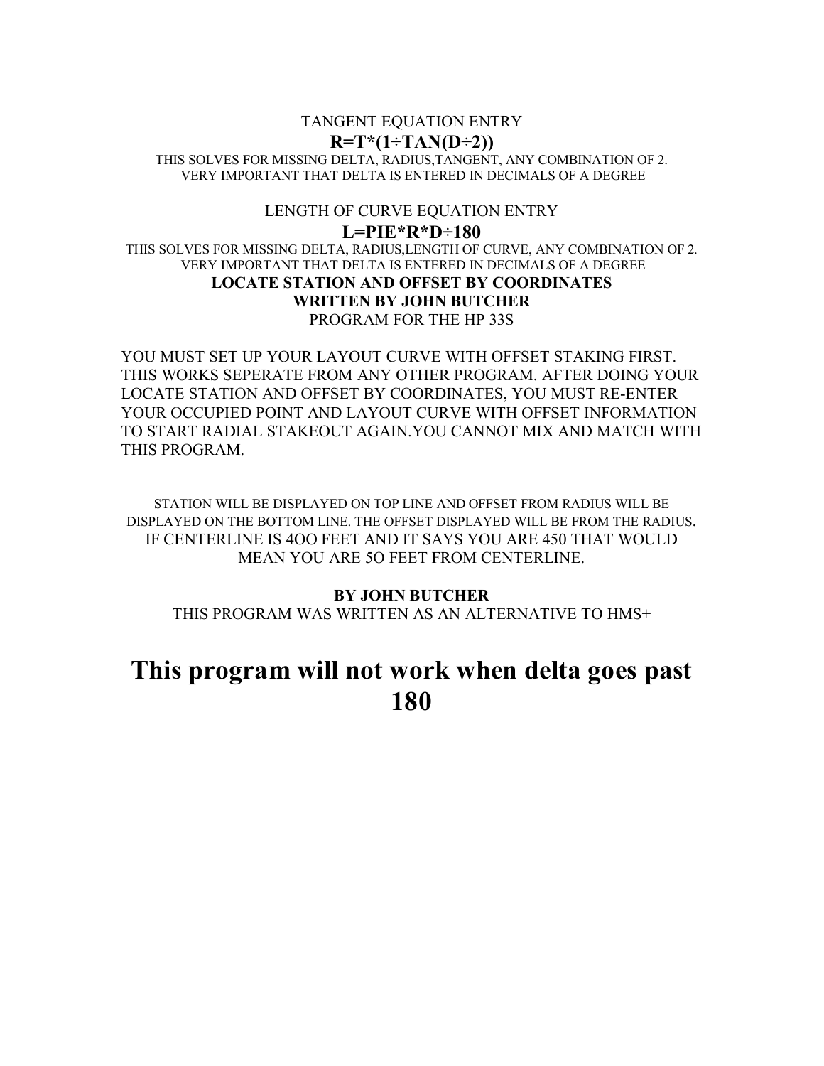TANGENT EQUATION ENTRY

**R=T*(1÷TAN(D÷2))**

THIS SOLVES FOR MISSING DELTA, RADIUS,TANGENT, ANY COMBINATION OF 2.
VERY IMPORTANT THAT DELTA IS ENTERED IN DECIMALS OF A DEGREE

LENGTH OF CURVE EQUATION ENTRY

**L=PIE*R*D÷180**

THIS SOLVES FOR MISSING DELTA, RADIUS,LENGTH OF CURVE, ANY COMBINATION OF 2.
VERY IMPORTANT THAT DELTA IS ENTERED IN DECIMALS OF A DEGREE

**LOCATE STATION AND OFFSET BY COORDINATES**

**WRITTEN BY JOHN BUTCHER**

PROGRAM FOR THE HP 33S

YOU MUST SET UP YOUR LAYOUT CURVE WITH OFFSET STAKING FIRST. THIS WORKS SEPERATE FROM ANY OTHER PROGRAM. AFTER DOING YOUR LOCATE STATION AND OFFSET BY COORDINATES, YOU MUST RE-ENTER YOUR OCCUPIED POINT AND LAYOUT CURVE WITH OFFSET INFORMATION TO START RADIAL STAKEOUT AGAIN.YOU CANNOT MIX AND MATCH WITH THIS PROGRAM.

STATION WILL BE DISPLAYED ON TOP LINE AND OFFSET FROM RADIUS WILL BE DISPLAYED ON THE BOTTOM LINE. THE OFFSET DISPLAYED WILL BE FROM THE RADIUS. IF CENTERLINE IS 4OO FEET AND IT SAYS YOU ARE 450 THAT WOULD MEAN YOU ARE 5O FEET FROM CENTERLINE.

**BY JOHN BUTCHER**

THIS PROGRAM WAS WRITTEN AS AN ALTERNATIVE TO HMS+

# This program will not work when delta goes past 180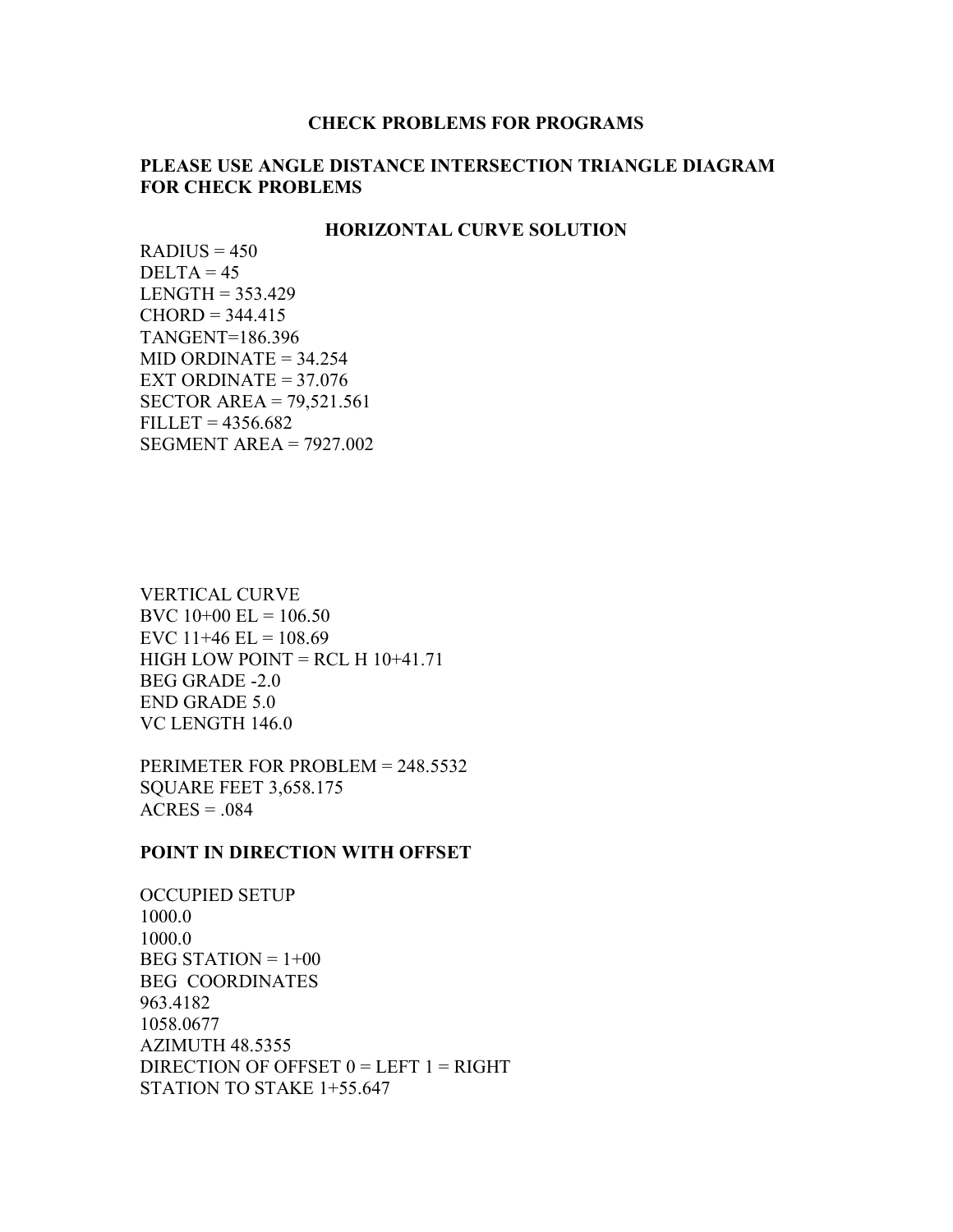**CHECK PROBLEMS FOR PROGRAMS**

**PLEASE USE ANGLE DISTANCE INTERSECTION TRIANGLE DIAGRAM FOR CHECK PROBLEMS**

**HORIZONTAL CURVE SOLUTION**

RADIUS = 450
DELTA = 45
LENGTH = 353.429
CHORD = 344.415
TANGENT=186.396
MID ORDINATE = 34.254
EXT ORDINATE = 37.076
SECTOR AREA = 79,521.561
FILLET = 4356.682
SEGMENT AREA = 7927.002

VERTICAL CURVE
BVC 10+00 EL = 106.50
EVC 11+46 EL = 108.69
HIGH LOW POINT = RCL H 10+41.71
BEG GRADE -2.0
END GRADE 5.0
VC LENGTH 146.0

PERIMETER FOR PROBLEM = 248.5532
SQUARE FEET 3,658.175
ACRES = .084

**POINT IN DIRECTION WITH OFFSET**

OCCUPIED SETUP
1000.0
1000.0
BEG STATION = 1+00
BEG COORDINATES
963.4182
1058.0677
AZIMUTH 48.5355
DIRECTION OF OFFSET 0 = LEFT 1 = RIGHT
STATION TO STAKE 1+55.647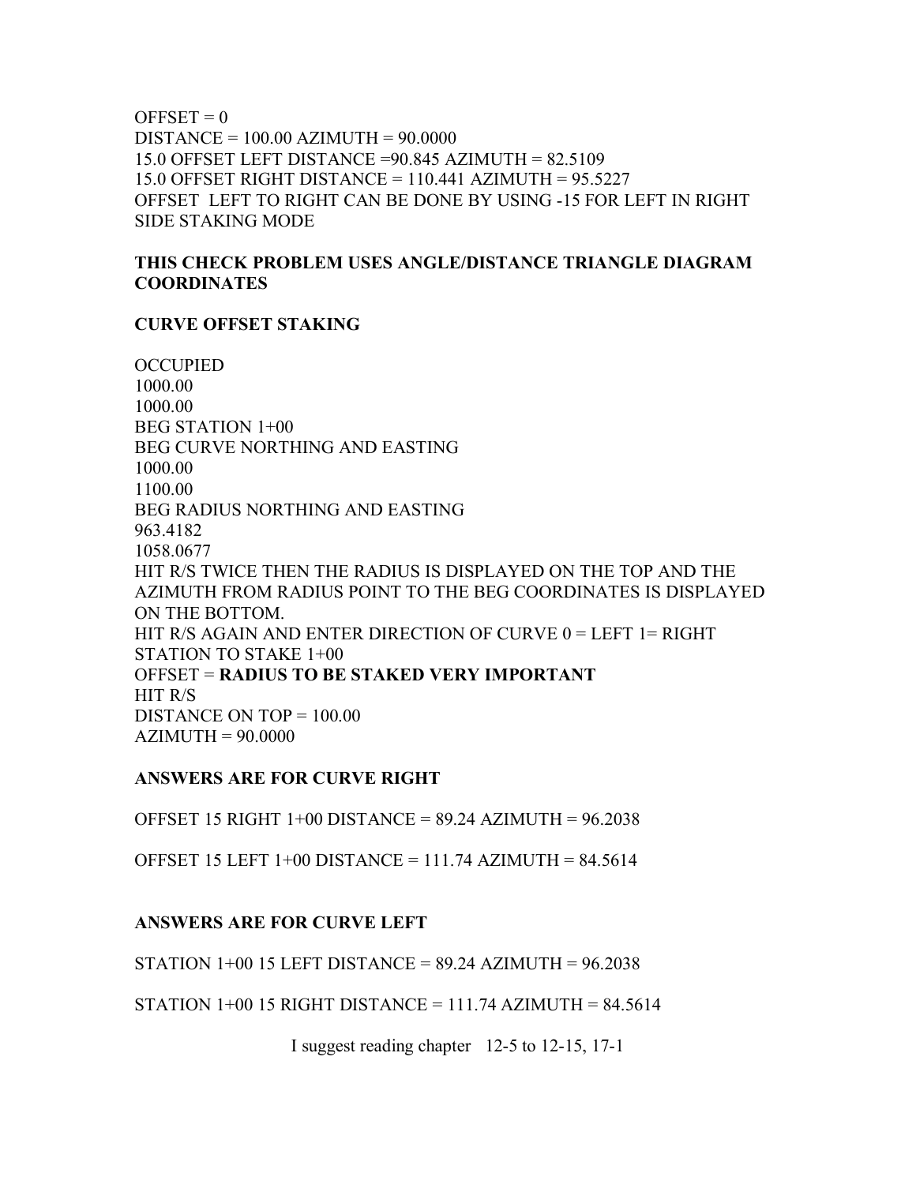OFFSET = 0
DISTANCE = 100.00 AZIMUTH = 90.0000
15.0 OFFSET LEFT DISTANCE =90.845 AZIMUTH = 82.5109
15.0 OFFSET RIGHT DISTANCE = 110.441 AZIMUTH = 95.5227
OFFSET LEFT TO RIGHT CAN BE DONE BY USING -15 FOR LEFT IN RIGHT SIDE STAKING MODE

**THIS CHECK PROBLEM USES ANGLE/DISTANCE TRIANGLE DIAGRAM COORDINATES**

**CURVE OFFSET STAKING**

OCCUPIED
1000.00
1000.00
BEG STATION 1+00
BEG CURVE NORTHING AND EASTING
1000.00
1100.00
BEG RADIUS NORTHING AND EASTING
963.4182
1058.0677
HIT R/S TWICE THEN THE RADIUS IS DISPLAYED ON THE TOP AND THE AZIMUTH FROM RADIUS POINT TO THE BEG COORDINATES IS DISPLAYED ON THE BOTTOM.
HIT R/S AGAIN AND ENTER DIRECTION OF CURVE 0 = LEFT 1= RIGHT
STATION TO STAKE 1+00
OFFSET = **RADIUS TO BE STAKED VERY IMPORTANT**
HIT R/S
DISTANCE ON TOP = 100.00
AZIMUTH = 90.0000

**ANSWERS ARE FOR CURVE RIGHT**

OFFSET 15 RIGHT 1+00 DISTANCE = 89.24 AZIMUTH = 96.2038

OFFSET 15 LEFT 1+00 DISTANCE = 111.74 AZIMUTH = 84.5614

**ANSWERS ARE FOR CURVE LEFT**

STATION 1+00 15 LEFT DISTANCE = 89.24 AZIMUTH = 96.2038

STATION 1+00 15 RIGHT DISTANCE = 111.74 AZIMUTH = 84.5614

I suggest reading chapter 12-5 to 12-15, 17-1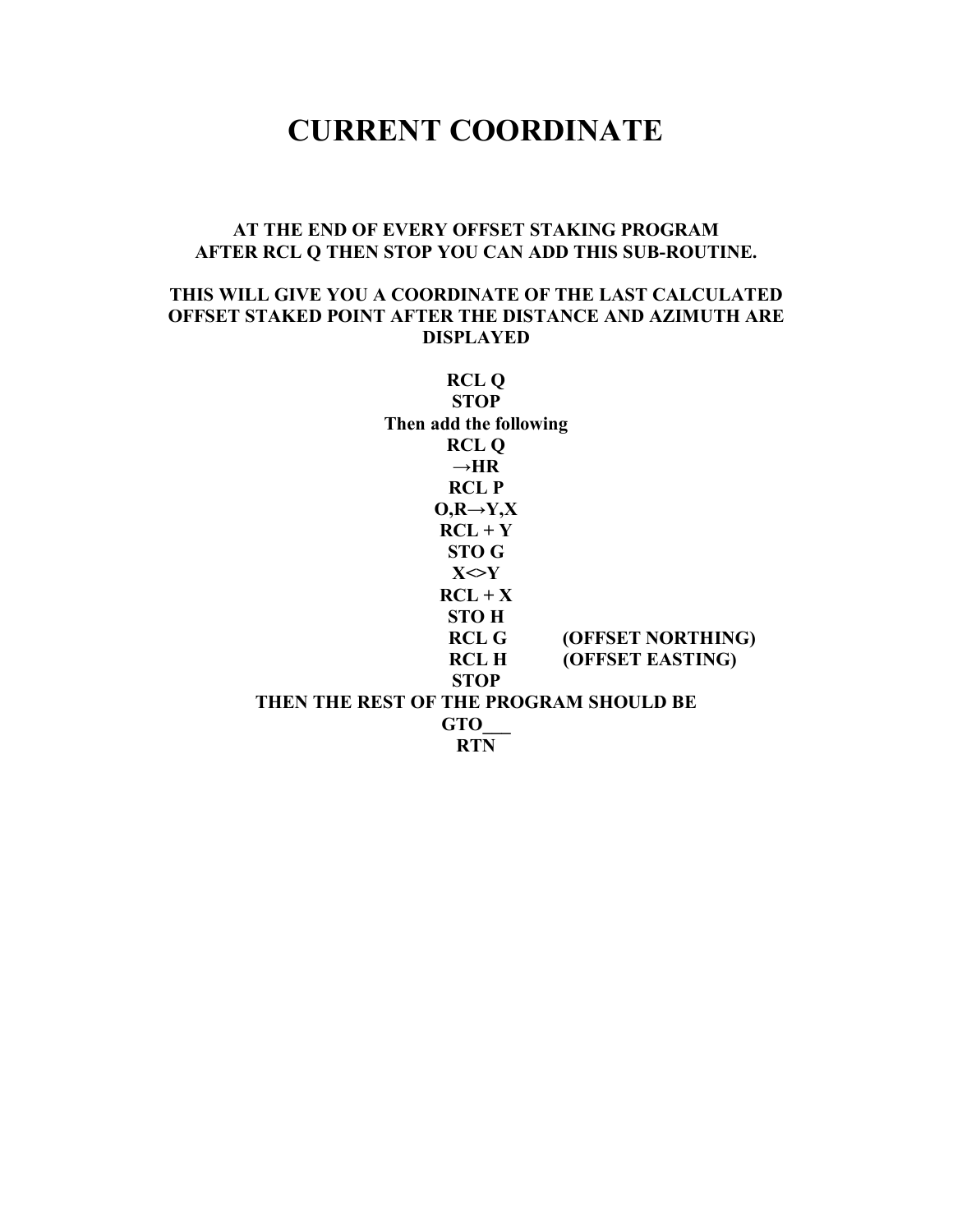# CURRENT COORDINATE

**AT THE END OF EVERY OFFSET STAKING PROGRAM AFTER RCL Q THEN STOP YOU CAN ADD THIS SUB-ROUTINE.**

**THIS WILL GIVE YOU A COORDINATE OF THE LAST CALCULATED OFFSET STAKED POINT AFTER THE DISTANCE AND AZIMUTH ARE DISPLAYED**

**RCL Q**
**STOP**
**Then add the following**
**RCL Q**
**→HR**
**RCL P**
**O,R→Y,X**
**RCL + Y**
**STO G**
**X<>Y**
**RCL + X**
**STO H**
**RCL G (OFFSET NORTHING)**
**RCL H (OFFSET EASTING)**
**STOP**
**THEN THE REST OF THE PROGRAM SHOULD BE**
**GTO___**
**RTN**